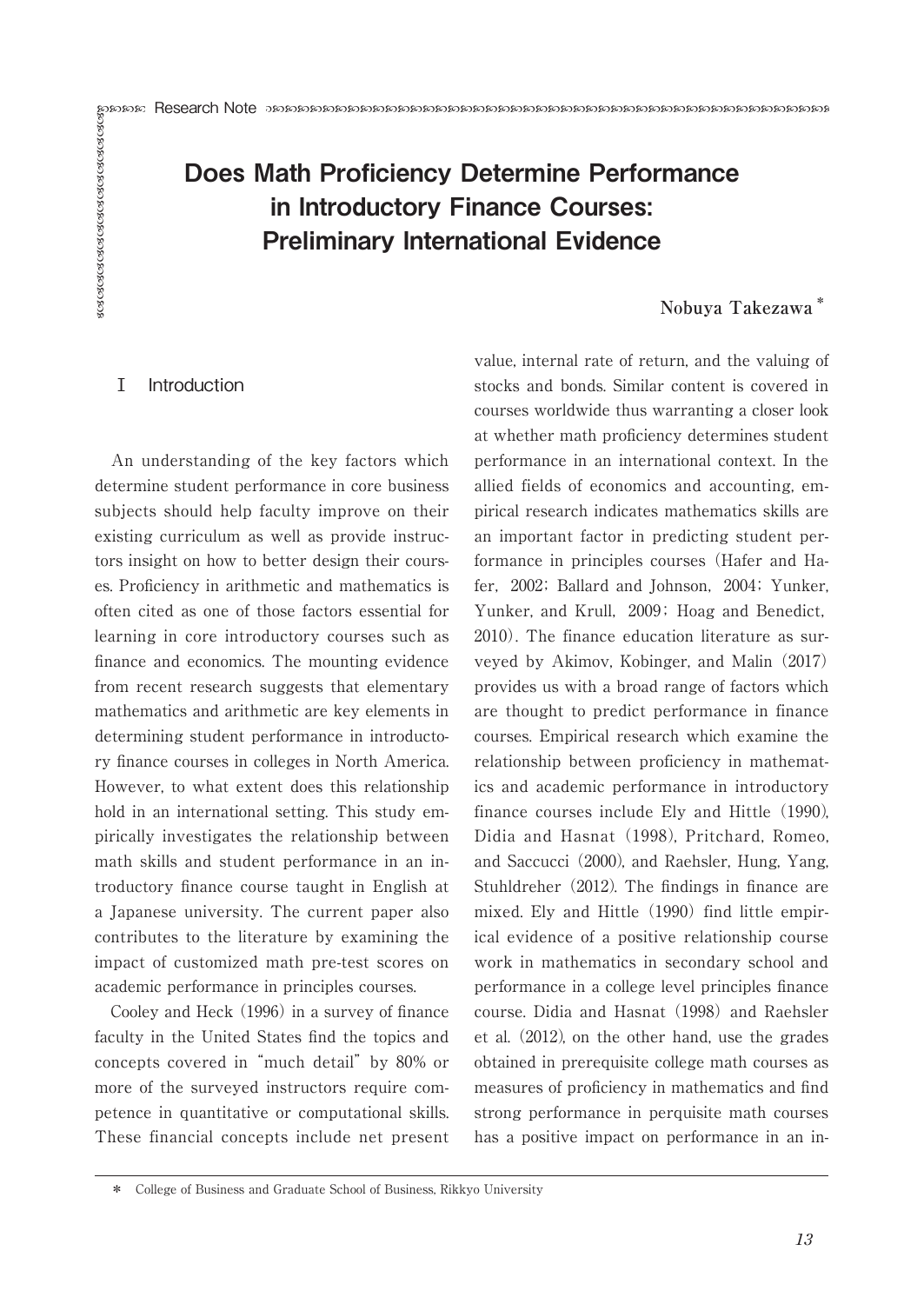Research Note

# Does Math Proficiency Determine Performance in Introductory Finance Courses: Preliminary International Evidence

**Nobuya Takezawa** *

## Ⅰ Introduction

An understanding of the key factors which determine student performance in core business subjects should help faculty improve on their existing curriculum as well as provide instructors insight on how to better design their courses. Proficiency in arithmetic and mathematics is often cited as one of those factors essential for learning in core introductory courses such as finance and economics. The mounting evidence from recent research suggests that elementary mathematics and arithmetic are key elements in determining student performance in introductory finance courses in colleges in North America. However, to what extent does this relationship hold in an international setting. This study empirically investigates the relationship between math skills and student performance in an introductory finance course taught in English at a Japanese university. The current paper also contributes to the literature by examining the impact of customized math pre-test scores on academic performance in principles courses.

Cooley and Heck (1996) in a survey of finance faculty in the United States find the topics and concepts covered in "much detail" by 80% or more of the surveyed instructors require competence in quantitative or computational skills. These financial concepts include net present value, internal rate of return, and the valuing of stocks and bonds. Similar content is covered in courses worldwide thus warranting a closer look at whether math proficiency determines student performance in an international context. In the allied fields of economics and accounting, empirical research indicates mathematics skills are an important factor in predicting student performance in principles courses (Hafer and Hafer, 2002; Ballard and Johnson, 2004; Yunker, Yunker, and Krull, 2009; Hoag and Benedict, 2010). The finance education literature as surveyed by Akimov, Kobinger, and Malin (2017) provides us with a broad range of factors which are thought to predict performance in finance courses. Empirical research which examine the relationship between proficiency in mathematics and academic performance in introductory finance courses include Ely and Hittle (1990), Didia and Hasnat (1998), Pritchard, Romeo, and Saccucci (2000), and Raehsler, Hung, Yang, Stuhldreher (2012). The findings in finance are mixed. Ely and Hittle (1990) find little empirical evidence of a positive relationship course work in mathematics in secondary school and performance in a college level principles finance course. Didia and Hasnat (1998) and Raehsler et al. (2012), on the other hand, use the grades obtained in prerequisite college math courses as measures of proficiency in mathematics and find strong performance in perquisite math courses has a positive impact on performance in an in-

* College of Business and Graduate School of Business, Rikkyo University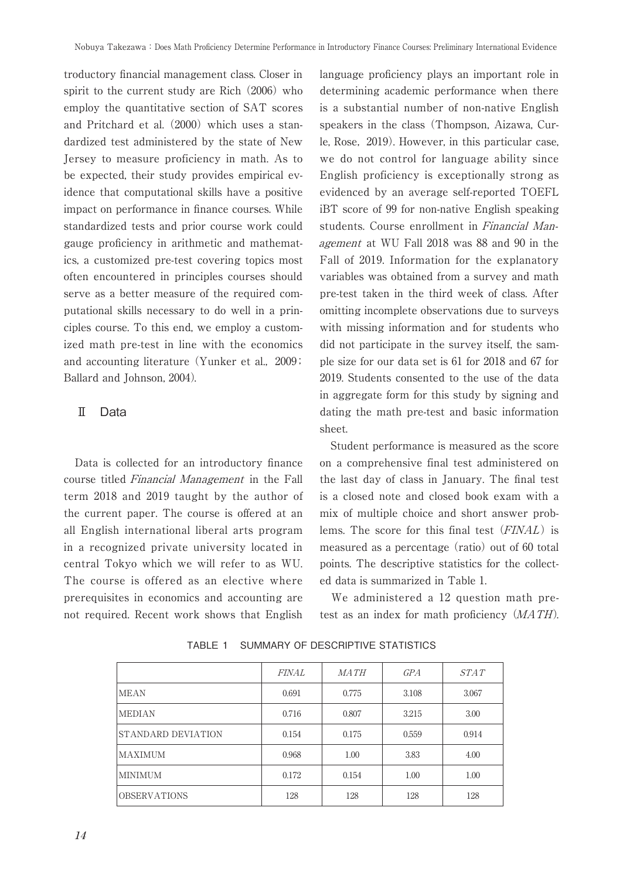troductory financial management class. Closer in spirit to the current study are Rich (2006) who employ the quantitative section of SAT scores and Pritchard et al. (2000) which uses a standardized test administered by the state of New Jersey to measure proficiency in math. As to be expected, their study provides empirical evidence that computational skills have a positive impact on performance in finance courses. While standardized tests and prior course work could gauge proficiency in arithmetic and mathematics, a customized pre-test covering topics most often encountered in principles courses should serve as a better measure of the required computational skills necessary to do well in a principles course. To this end, we employ a customized math pre-test in line with the economics and accounting literature (Yunker et al., 2009; Ballard and Johnson, 2004).

## Ⅱ Data

Data is collected for an introductory finance course titled *Financial Management* in the Fall term 2018 and 2019 taught by the author of the current paper. The course is offered at an all English international liberal arts program in a recognized private university located in central Tokyo which we will refer to as WU. The course is offered as an elective where prerequisites in economics and accounting are not required. Recent work shows that English language proficiency plays an important role in determining academic performance when there is a substantial number of non-native English speakers in the class (Thompson, Aizawa, Curle, Rose, 2019). However, in this particular case, we do not control for language ability since English proficiency is exceptionally strong as evidenced by an average self-reported TOEFL iBT score of 99 for non-native English speaking students. Course enrollment in *Financial Management* at WU Fall 2018 was 88 and 90 in the Fall of 2019. Information for the explanatory variables was obtained from a survey and math pre-test taken in the third week of class. After omitting incomplete observations due to surveys with missing information and for students who did not participate in the survey itself, the sample size for our data set is 61 for 2018 and 67 for 2019. Students consented to the use of the data in aggregate form for this study by signing and dating the math pre-test and basic information sheet.

Student performance is measured as the score on a comprehensive final test administered on the last day of class in January. The final test is a closed note and closed book exam with a mix of multiple choice and short answer problems. The score for this final test (*FINAL*) is measured as a percentage (ratio) out of 60 total points. The descriptive statistics for the collected data is summarized in Table 1.

We administered a 12 question math pretest as an index for math proficiency (*MATH*).

TABLE 1 SUMMARY OF DESCRIPTIVE STATISTICS

| | *FINAL* | *MATH* | *GPA* | *STAT* |
|---|---|---|---|---|
| MEAN | 0.691 | 0.775 | 3.108 | 3.067 |
| MEDIAN | 0.716 | 0.807 | 3.215 | 3.00 |
| STANDARD DEVIATION | 0.154 | 0.175 | 0.559 | 0.914 |
| MAXIMUM | 0.968 | 1.00 | 3.83 | 4.00 |
| MINIMUM | 0.172 | 0.154 | 1.00 | 1.00 |
| OBSERVATIONS | 128 | 128 | 128 | 128 |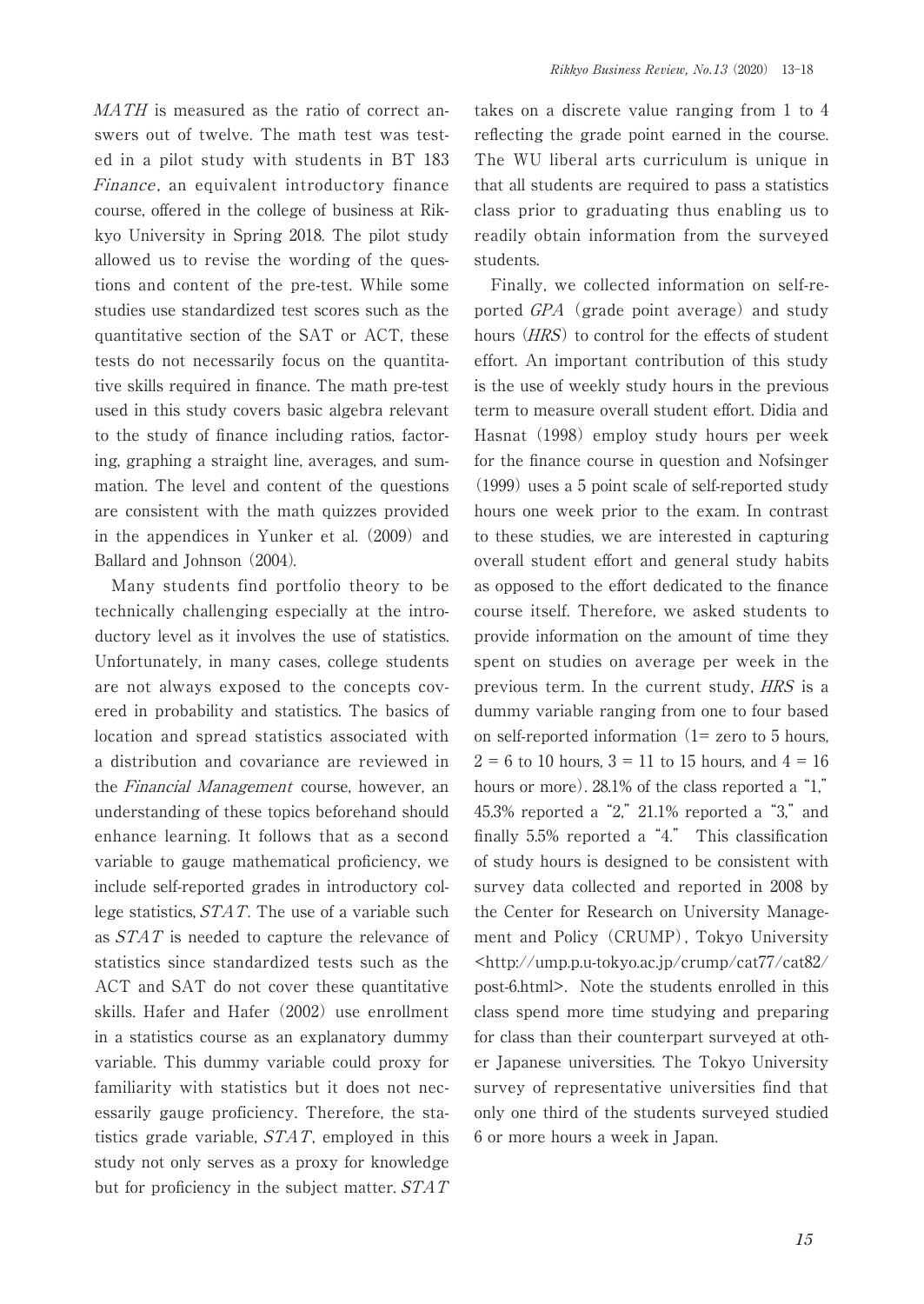*MATH* is measured as the ratio of correct answers out of twelve. The math test was tested in a pilot study with students in BT 183 *Finance*, an equivalent introductory finance course, offered in the college of business at Rikkyo University in Spring 2018. The pilot study allowed us to revise the wording of the questions and content of the pre-test. While some studies use standardized test scores such as the quantitative section of the SAT or ACT, these tests do not necessarily focus on the quantitative skills required in finance. The math pre-test used in this study covers basic algebra relevant to the study of finance including ratios, factoring, graphing a straight line, averages, and summation. The level and content of the questions are consistent with the math quizzes provided in the appendices in Yunker et al. (2009) and Ballard and Johnson (2004).

Many students find portfolio theory to be technically challenging especially at the introductory level as it involves the use of statistics. Unfortunately, in many cases, college students are not always exposed to the concepts covered in probability and statistics. The basics of location and spread statistics associated with a distribution and covariance are reviewed in the *Financial Management* course, however, an understanding of these topics beforehand should enhance learning. It follows that as a second variable to gauge mathematical proficiency, we include self-reported grades in introductory college statistics, *STAT*. The use of a variable such as *STAT* is needed to capture the relevance of statistics since standardized tests such as the ACT and SAT do not cover these quantitative skills. Hafer and Hafer (2002) use enrollment in a statistics course as an explanatory dummy variable. This dummy variable could proxy for familiarity with statistics but it does not necessarily gauge proficiency. Therefore, the statistics grade variable, *STAT*, employed in this study not only serves as a proxy for knowledge but for proficiency in the subject matter. *STAT* takes on a discrete value ranging from 1 to 4 reflecting the grade point earned in the course. The WU liberal arts curriculum is unique in that all students are required to pass a statistics class prior to graduating thus enabling us to readily obtain information from the surveyed students.

Finally, we collected information on self-reported *GPA* (grade point average) and study hours (*HRS*) to control for the effects of student effort. An important contribution of this study is the use of weekly study hours in the previous term to measure overall student effort. Didia and Hasnat (1998) employ study hours per week for the finance course in question and Nofsinger (1999) uses a 5 point scale of self-reported study hours one week prior to the exam. In contrast to these studies, we are interested in capturing overall student effort and general study habits as opposed to the effort dedicated to the finance course itself. Therefore, we asked students to provide information on the amount of time they spent on studies on average per week in the previous term. In the current study, *HRS* is a dummy variable ranging from one to four based on self-reported information (1= zero to 5 hours, 2 = 6 to 10 hours, 3 = 11 to 15 hours, and 4 = 16 hours or more). 28.1% of the class reported a "1," 45.3% reported a "2," 21.1% reported a "3," and finally 5.5% reported a "4." This classification of study hours is designed to be consistent with survey data collected and reported in 2008 by the Center for Research on University Management and Policy (CRUMP), Tokyo University <http://ump.p.u-tokyo.ac.jp/crump/cat77/cat82/post-6.html>. Note the students enrolled in this class spend more time studying and preparing for class than their counterpart surveyed at other Japanese universities. The Tokyo University survey of representative universities find that only one third of the students surveyed studied 6 or more hours a week in Japan.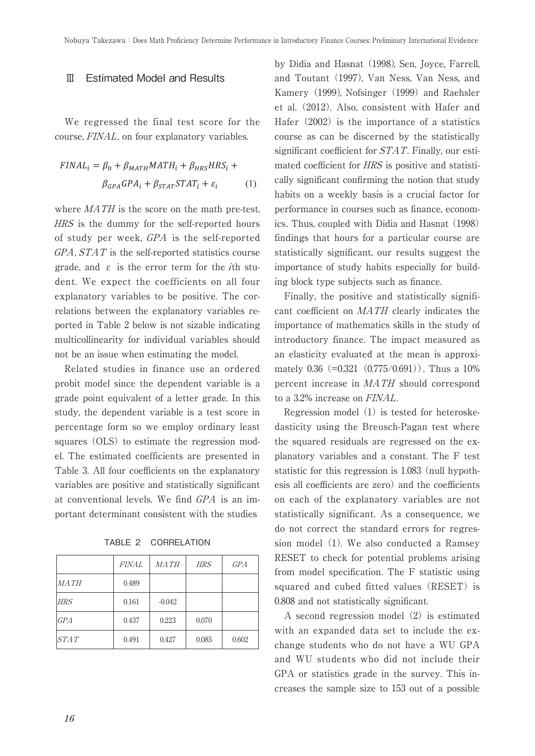## III Estimated Model and Results

We regressed the final test score for the course, *FINAL*, on four explanatory variables.

$$FINAL_i = \beta_0 + \beta_{MATH}MATH_i + \beta_{HRS}HRS_i + \beta_{GPA}GPA_i + \beta_{STAT}STAT_i + \varepsilon_i \qquad (1)$$

where *MATH* is the score on the math pre-test, *HRS* is the dummy for the self-reported hours of study per week, *GPA* is the self-reported *GPA*, *STAT* is the self-reported statistics course grade, and $\varepsilon$ is the error term for the $i$th student. We expect the coefficients on all four explanatory variables to be positive. The correlations between the explanatory variables reported in Table 2 below is not sizable indicating multicollinearity for individual variables should not be an issue when estimating the model.

Related studies in finance use an ordered probit model since the dependent variable is a grade point equivalent of a letter grade. In this study, the dependent variable is a test score in percentage form so we employ ordinary least squares (OLS) to estimate the regression model. The estimated coefficients are presented in Table 3. All four coefficients on the explanatory variables are positive and statistically significant at conventional levels. We find *GPA* is an important determinant consistent with the studies

TABLE 2 CORRELATION

| | *FINAL* | *MATH* | *HRS* | *GPA* |
|---|---|---|---|---|
| *MATH* | 0.489 | | | |
| *HRS* | 0.161 | -0.042 | | |
| *GPA* | 0.437 | 0.223 | 0.070 | |
| *STAT* | 0.491 | 0.427 | 0.085 | 0.602 |

by Didia and Hasnat (1998), Sen, Joyce, Farrell, and Toutant (1997), Van Ness, Van Ness, and Kamery (1999), Nofsinger (1999) and Raehsler et al. (2012). Also, consistent with Hafer and Hafer (2002) is the importance of a statistics course as can be discerned by the statistically significant coefficient for *STAT*. Finally, our estimated coefficient for *HRS* is positive and statistically significant confirming the notion that study habits on a weekly basis is a crucial factor for performance in courses such as finance, economics. Thus, coupled with Didia and Hasnat (1998) findings that hours for a particular course are statistically significant, our results suggest the importance of study habits especially for building block type subjects such as finance.

Finally, the positive and statistically significant coefficient on *MATH* clearly indicates the importance of mathematics skills in the study of introductory finance. The impact measured as an elasticity evaluated at the mean is approximately 0.36 (=0.321 (0.775/0.691)). Thus a 10% percent increase in *MATH* should correspond to a 3.2% increase on *FINAL*.

Regression model (1) is tested for heteroskedasticity using the Breusch-Pagan test where the squared residuals are regressed on the explanatory variables and a constant. The F test statistic for this regression is 1.083 (null hypothesis all coefficients are zero) and the coefficients on each of the explanatory variables are not statistically significant. As a consequence, we do not correct the standard errors for regression model (1). We also conducted a Ramsey RESET to check for potential problems arising from model specification. The F statistic using squared and cubed fitted values (RESET) is 0.808 and not statistically significant.

A second regression model (2) is estimated with an expanded data set to include the exchange students who do not have a WU GPA and WU students who did not include their GPA or statistics grade in the survey. This increases the sample size to 153 out of a possible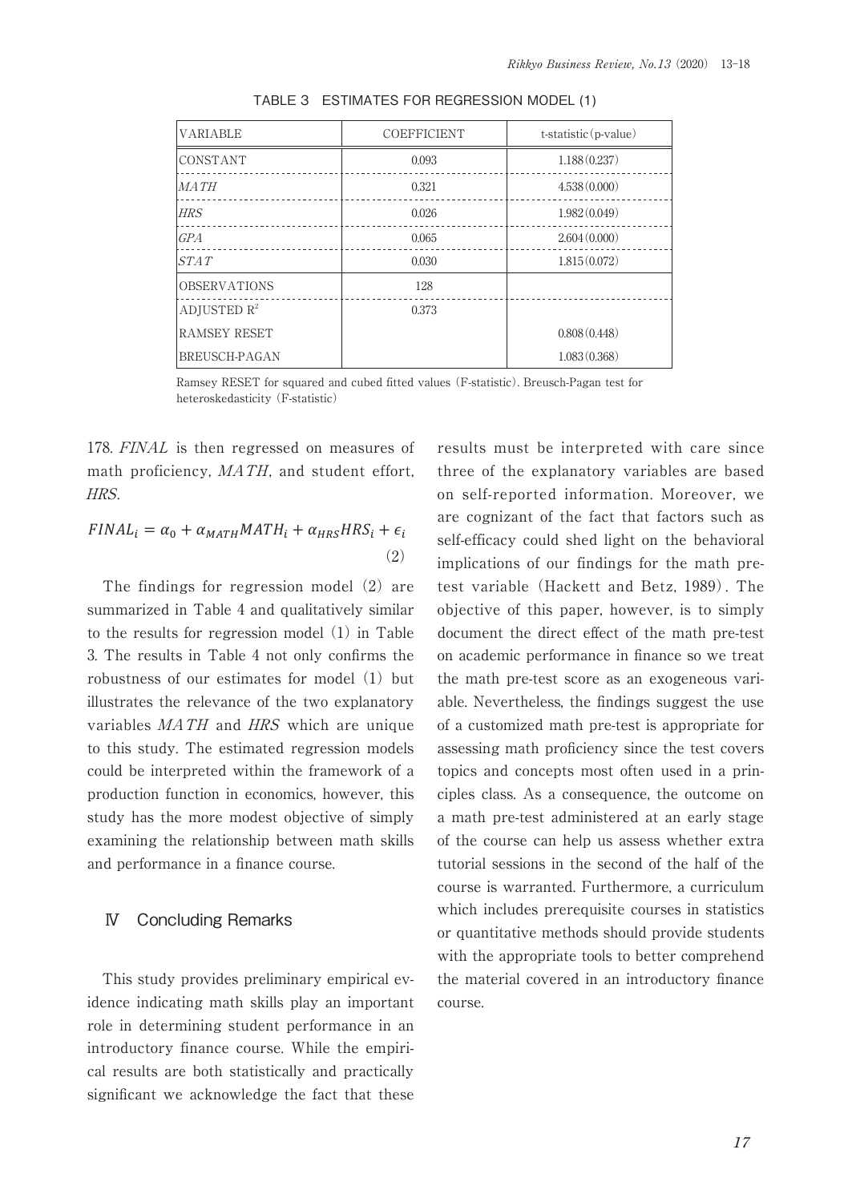TABLE 3　ESTIMATES FOR REGRESSION MODEL (1)

| VARIABLE | COEFFICIENT | t-statistic (p-value) |
|---|---|---|
| CONSTANT | 0.093 | 1.188 (0.237) |
| *MATH* | 0.321 | 4.538 (0.000) |
| *HRS* | 0.026 | 1.982 (0.049) |
| *GPA* | 0.065 | 2.604 (0.000) |
| *STAT* | 0.030 | 1.815 (0.072) |
| OBSERVATIONS | 128 | |
| ADJUSTED $R^2$ | 0.373 | |
| RAMSEY RESET | | 0.808 (0.448) |
| BREUSCH-PAGAN | | 1.083 (0.368) |

Ramsey RESET for squared and cubed fitted values (F-statistic). Breusch-Pagan test for heteroskedasticity (F-statistic)

178. *FINAL* is then regressed on measures of math proficiency, *MATH*, and student effort, *HRS*.

$$FINAL_i = \alpha_0 + \alpha_{MATH} MATH_i + \alpha_{HRS} HRS_i + \epsilon_i \quad (2)$$

The findings for regression model (2) are summarized in Table 4 and qualitatively similar to the results for regression model (1) in Table 3. The results in Table 4 not only confirms the robustness of our estimates for model (1) but illustrates the relevance of the two explanatory variables *MATH* and *HRS* which are unique to this study. The estimated regression models could be interpreted within the framework of a production function in economics, however, this study has the more modest objective of simply examining the relationship between math skills and performance in a finance course.

## Ⅳ　Concluding Remarks

This study provides preliminary empirical evidence indicating math skills play an important role in determining student performance in an introductory finance course. While the empirical results are both statistically and practically significant we acknowledge the fact that these results must be interpreted with care since three of the explanatory variables are based on self-reported information. Moreover, we are cognizant of the fact that factors such as self-efficacy could shed light on the behavioral implications of our findings for the math pre-test variable (Hackett and Betz, 1989). The objective of this paper, however, is to simply document the direct effect of the math pre-test on academic performance in finance so we treat the math pre-test score as an exogeneous variable. Nevertheless, the findings suggest the use of a customized math pre-test is appropriate for assessing math proficiency since the test covers topics and concepts most often used in a principles class. As a consequence, the outcome on a math pre-test administered at an early stage of the course can help us assess whether extra tutorial sessions in the second of the half of the course is warranted. Furthermore, a curriculum which includes prerequisite courses in statistics or quantitative methods should provide students with the appropriate tools to better comprehend the material covered in an introductory finance course.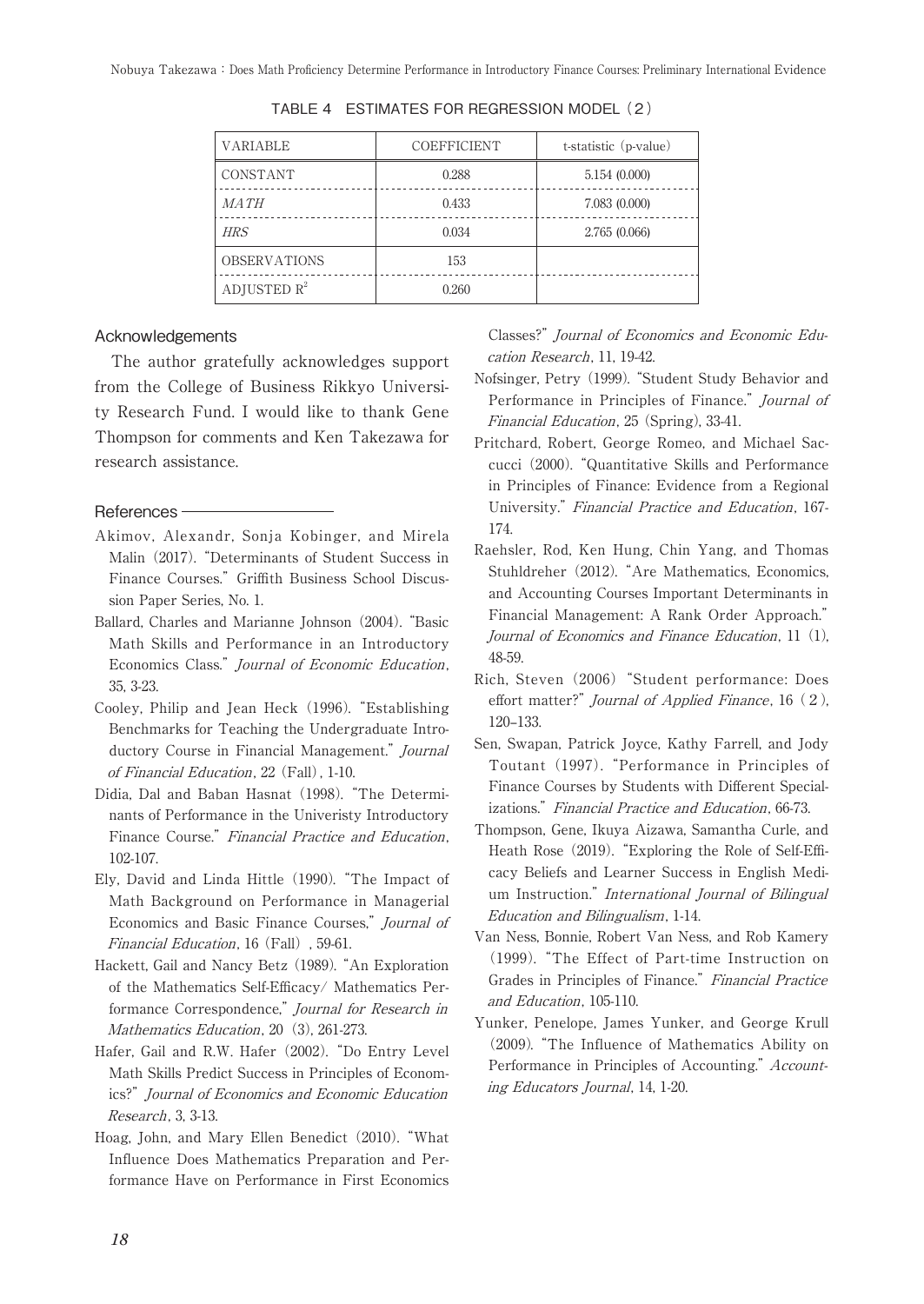TABLE 4 ESTIMATES FOR REGRESSION MODEL (2)

| VARIABLE | COEFFICIENT | t-statistic (p-value) |
|---|---|---|
| CONSTANT | 0.288 | 5.154 (0.000) |
| *MATH* | 0.433 | 7.083 (0.000) |
| *HRS* | 0.034 | 2.765 (0.066) |
| OBSERVATIONS | 153 | |
| ADJUSTED $R^2$ | 0.260 | |

## Acknowledgements

The author gratefully acknowledges support from the College of Business Rikkyo University Research Fund. I would like to thank Gene Thompson for comments and Ken Takezawa for research assistance.

## References

Akimov, Alexandr, Sonja Kobinger, and Mirela Malin (2017). "Determinants of Student Success in Finance Courses." Griffith Business School Discussion Paper Series, No. 1.

Ballard, Charles and Marianne Johnson (2004). "Basic Math Skills and Performance in an Introductory Economics Class." *Journal of Economic Education*, 35, 3-23.

Cooley, Philip and Jean Heck (1996). "Establishing Benchmarks for Teaching the Undergraduate Introductory Course in Financial Management." *Journal of Financial Education*, 22 (Fall), 1-10.

Didia, Dal and Baban Hasnat (1998). "The Determinants of Performance in the Univeristy Introductory Finance Course." *Financial Practice and Education*, 102-107.

Ely, David and Linda Hittle (1990). "The Impact of Math Background on Performance in Managerial Economics and Basic Finance Courses," *Journal of Financial Education*, 16 (Fall), 59-61.

Hackett, Gail and Nancy Betz (1989). "An Exploration of the Mathematics Self-Efficacy/ Mathematics Performance Correspondence," *Journal for Research in Mathematics Education*, 20 (3), 261-273.

Hafer, Gail and R.W. Hafer (2002). "Do Entry Level Math Skills Predict Success in Principles of Economics?" *Journal of Economics and Economic Education Research*, 3, 3-13.

Hoag, John, and Mary Ellen Benedict (2010). "What Influence Does Mathematics Preparation and Performance Have on Performance in First Economics Classes?" *Journal of Economics and Economic Education Research*, 11, 19-42.

Nofsinger, Petry (1999). "Student Study Behavior and Performance in Principles of Finance." *Journal of Financial Education*, 25 (Spring), 33-41.

Pritchard, Robert, George Romeo, and Michael Saccucci (2000). "Quantitative Skills and Performance in Principles of Finance: Evidence from a Regional University." *Financial Practice and Education*, 167-174.

Raehsler, Rod, Ken Hung, Chin Yang, and Thomas Stuhldreher (2012). "Are Mathematics, Economics, and Accounting Courses Important Determinants in Financial Management: A Rank Order Approach." *Journal of Economics and Finance Education*, 11 (1), 48-59.

Rich, Steven (2006) "Student performance: Does effort matter?" *Journal of Applied Finance*, 16 (2), 120–133.

Sen, Swapan, Patrick Joyce, Kathy Farrell, and Jody Toutant (1997). "Performance in Principles of Finance Courses by Students with Different Specializations." *Financial Practice and Education*, 66-73.

Thompson, Gene, Ikuya Aizawa, Samantha Curle, and Heath Rose (2019). "Exploring the Role of Self-Efficacy Beliefs and Learner Success in English Medium Instruction." *International Journal of Bilingual Education and Bilingualism*, 1-14.

Van Ness, Bonnie, Robert Van Ness, and Rob Kamery (1999). "The Effect of Part-time Instruction on Grades in Principles of Finance." *Financial Practice and Education*, 105-110.

Yunker, Penelope, James Yunker, and George Krull (2009). "The Influence of Mathematics Ability on Performance in Principles of Accounting." *Accounting Educators Journal*, 14, 1-20.